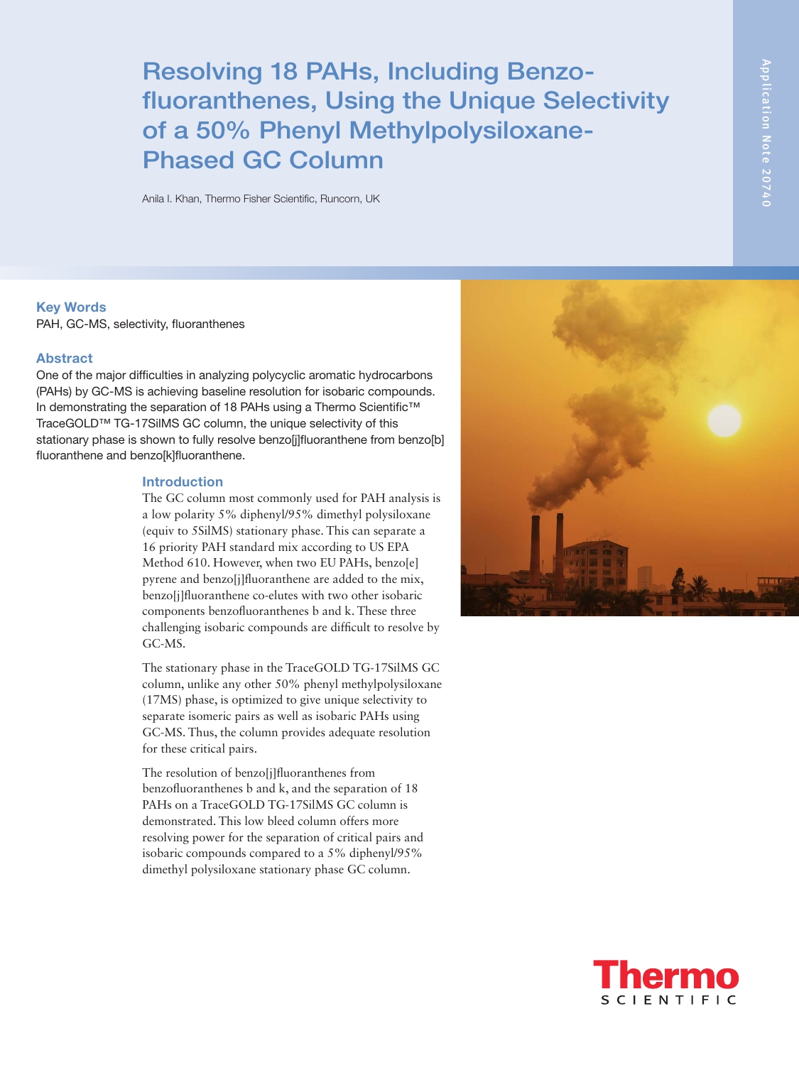# Resolving 18 PAHs, Including Benzo-fluoranthenes, Using the Unique Selectivity of a 50% Phenyl Methylpolysiloxane-Phased GC Column

Anila I. Khan, Thermo Fisher Scientific, Runcorn, UK

Application Note 20740

## Key Words

PAH, GC-MS, selectivity, fluoranthenes

## Abstract

One of the major difficulties in analyzing polycyclic aromatic hydrocarbons (PAHs) by GC-MS is achieving baseline resolution for isobaric compounds. In demonstrating the separation of 18 PAHs using a Thermo Scientific™ TraceGOLD™ TG-17SilMS GC column, the unique selectivity of this stationary phase is shown to fully resolve benzo[j]fluoranthene from benzo[b]fluoranthene and benzo[k]fluoranthene.

## Introduction

The GC column most commonly used for PAH analysis is a low polarity 5% diphenyl/95% dimethyl polysiloxane (equiv to 5SilMS) stationary phase. This can separate a 16 priority PAH standard mix according to US EPA Method 610. However, when two EU PAHs, benzo[e]pyrene and benzo[j]fluoranthene are added to the mix, benzo[j]fluoranthene co-elutes with two other isobaric components benzofluoranthenes b and k. These three challenging isobaric compounds are difficult to resolve by GC-MS.

The stationary phase in the TraceGOLD TG-17SilMS GC column, unlike any other 50% phenyl methylpolysiloxane (17MS) phase, is optimized to give unique selectivity to separate isomeric pairs as well as isobaric PAHs using GC-MS. Thus, the column provides adequate resolution for these critical pairs.

The resolution of benzo[j]fluoranthenes from benzofluoranthenes b and k, and the separation of 18 PAHs on a TraceGOLD TG-17SilMS GC column is demonstrated. This low bleed column offers more resolving power for the separation of critical pairs and isobaric compounds compared to a 5% diphenyl/95% dimethyl polysiloxane stationary phase GC column.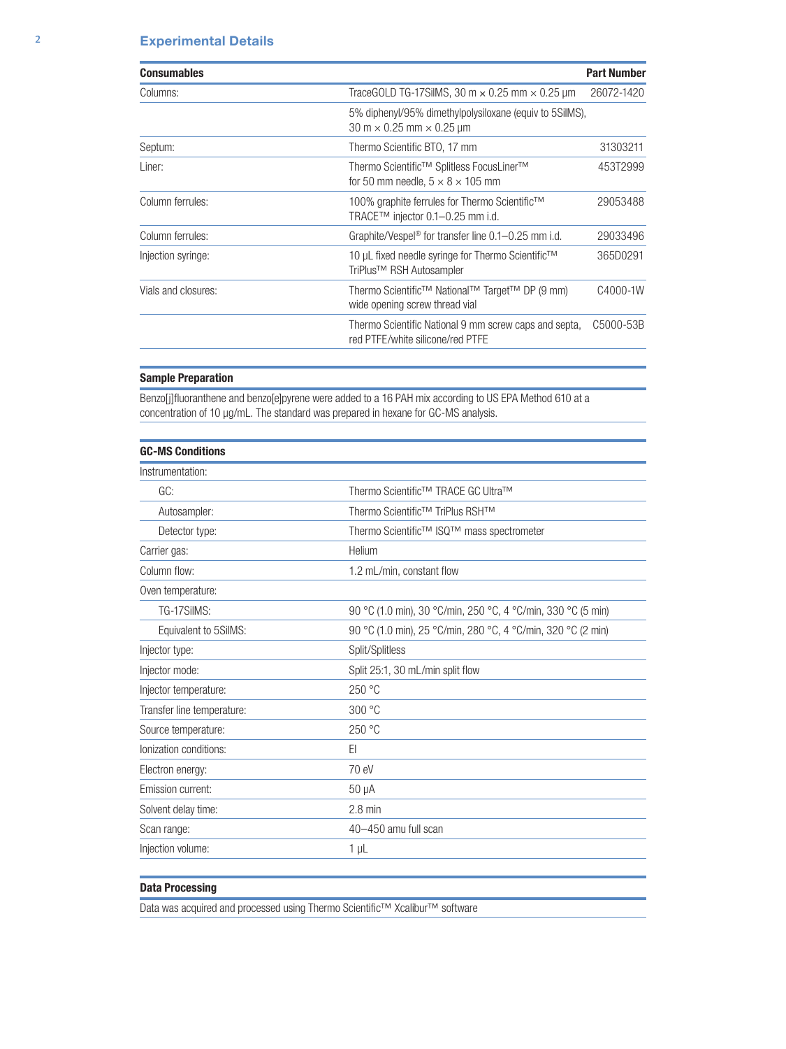## Experimental Details

| Consumables | | Part Number |
|---|---|---|
| Columns: | TraceGOLD TG-17SilMS, 30 m × 0.25 mm × 0.25 µm | 26072-1420 |
| | 5% diphenyl/95% dimethylpolysiloxane (equiv to 5SilMS), 30 m × 0.25 mm × 0.25 µm | |
| Septum: | Thermo Scientific BTO, 17 mm | 31303211 |
| Liner: | Thermo Scientific™ Splitless FocusLiner™ for 50 mm needle, 5 × 8 × 105 mm | 453T2999 |
| Column ferrules: | 100% graphite ferrules for Thermo Scientific™ TRACE™ injector 0.1–0.25 mm i.d. | 29053488 |
| Column ferrules: | Graphite/Vespel® for transfer line 0.1–0.25 mm i.d. | 29033496 |
| Injection syringe: | 10 µL fixed needle syringe for Thermo Scientific™ TriPlus™ RSH Autosampler | 365D0291 |
| Vials and closures: | Thermo Scientific™ National™ Target™ DP (9 mm) wide opening screw thread vial | C4000-1W |
| | Thermo Scientific National 9 mm screw caps and septa, red PTFE/white silicone/red PTFE | C5000-53B |

### Sample Preparation

Benzo[j]fluoranthene and benzo[e]pyrene were added to a 16 PAH mix according to US EPA Method 610 at a concentration of 10 µg/mL. The standard was prepared in hexane for GC-MS analysis.

| GC-MS Conditions | |
|---|---|
| Instrumentation: | |
| GC: | Thermo Scientific™ TRACE GC Ultra™ |
| Autosampler: | Thermo Scientific™ TriPlus RSH™ |
| Detector type: | Thermo Scientific™ ISQ™ mass spectrometer |
| Carrier gas: | Helium |
| Column flow: | 1.2 mL/min, constant flow |
| Oven temperature: | |
| TG-17SilMS: | 90 °C (1.0 min), 30 °C/min, 250 °C, 4 °C/min, 330 °C (5 min) |
| Equivalent to 5SilMS: | 90 °C (1.0 min), 25 °C/min, 280 °C, 4 °C/min, 320 °C (2 min) |
| Injector type: | Split/Splitless |
| Injector mode: | Split 25:1, 30 mL/min split flow |
| Injector temperature: | 250 °C |
| Transfer line temperature: | 300 °C |
| Source temperature: | 250 °C |
| Ionization conditions: | EI |
| Electron energy: | 70 eV |
| Emission current: | 50 µA |
| Solvent delay time: | 2.8 min |
| Scan range: | 40–450 amu full scan |
| Injection volume: | 1 µL |

### Data Processing

Data was acquired and processed using Thermo Scientific™ Xcalibur™ software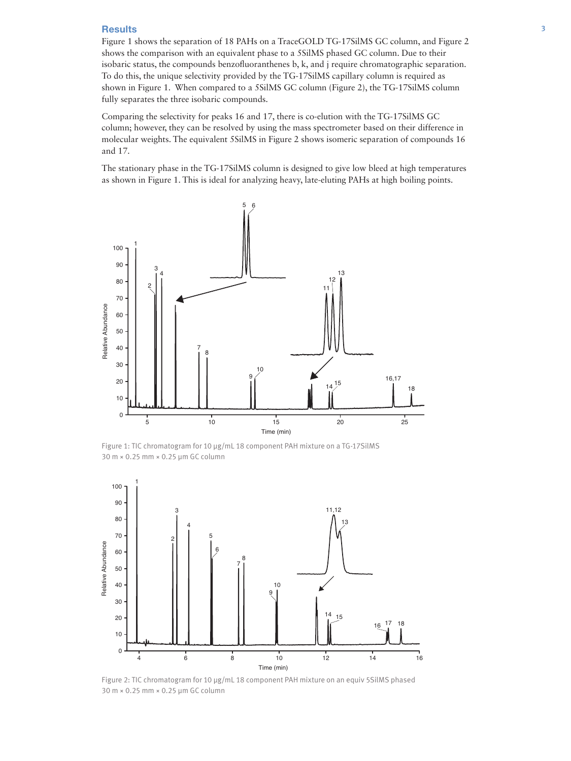## Results

Figure 1 shows the separation of 18 PAHs on a TraceGOLD TG-17SilMS GC column, and Figure 2 shows the comparison with an equivalent phase to a 5SilMS phased GC column. Due to their isobaric status, the compounds benzofluoranthenes b, k, and j require chromatographic separation. To do this, the unique selectivity provided by the TG-17SilMS capillary column is required as shown in Figure 1. When compared to a 5SilMS GC column (Figure 2), the TG-17SilMS column fully separates the three isobaric compounds.

Comparing the selectivity for peaks 16 and 17, there is co-elution with the TG-17SilMS GC column; however, they can be resolved by using the mass spectrometer based on their difference in molecular weights. The equivalent 5SilMS in Figure 2 shows isomeric separation of compounds 16 and 17.

The stationary phase in the TG-17SilMS column is designed to give low bleed at high temperatures as shown in Figure 1. This is ideal for analyzing heavy, late-eluting PAHs at high boiling points.

Figure 1: TIC chromatogram for 10 µg/mL 18 component PAH mixture on a TG-17SilMS 30 m × 0.25 mm × 0.25 µm GC column

Figure 2: TIC chromatogram for 10 µg/mL 18 component PAH mixture on an equiv 5SilMS phased 30 m × 0.25 mm × 0.25 µm GC column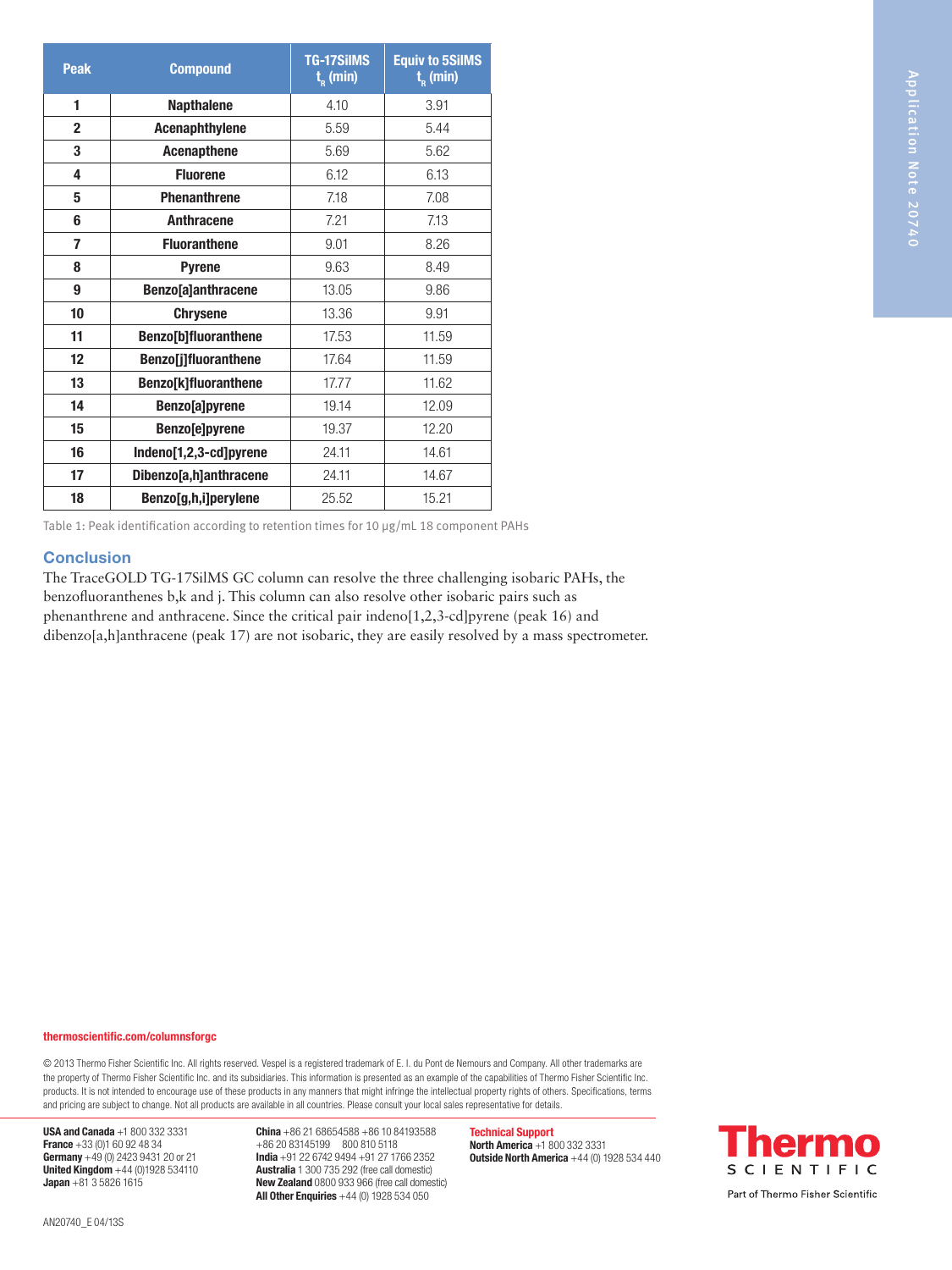| Peak | Compound | TG-17SilMS $t_R$ (min) | Equiv to 5SilMS $t_R$ (min) |
|---|---|---|---|
| 1 | Napthalene | 4.10 | 3.91 |
| 2 | Acenaphthylene | 5.59 | 5.44 |
| 3 | Acenapthene | 5.69 | 5.62 |
| 4 | Fluorene | 6.12 | 6.13 |
| 5 | Phenanthrene | 7.18 | 7.08 |
| 6 | Anthracene | 7.21 | 7.13 |
| 7 | Fluoranthene | 9.01 | 8.26 |
| 8 | Pyrene | 9.63 | 8.49 |
| 9 | Benzo[a]anthracene | 13.05 | 9.86 |
| 10 | Chrysene | 13.36 | 9.91 |
| 11 | Benzo[b]fluoranthene | 17.53 | 11.59 |
| 12 | Benzo[j]fluoranthene | 17.64 | 11.59 |
| 13 | Benzo[k]fluoranthene | 17.77 | 11.62 |
| 14 | Benzo[a]pyrene | 19.14 | 12.09 |
| 15 | Benzo[e]pyrene | 19.37 | 12.20 |
| 16 | Indeno[1,2,3-cd]pyrene | 24.11 | 14.61 |
| 17 | Dibenzo[a,h]anthracene | 24.11 | 14.67 |
| 18 | Benzo[g,h,i]perylene | 25.52 | 15.21 |

Table 1: Peak identification according to retention times for 10 µg/mL 18 component PAHs

## Conclusion

The TraceGOLD TG-17SilMS GC column can resolve the three challenging isobaric PAHs, the benzofluoranthenes b,k and j. This column can also resolve other isobaric pairs such as phenanthrene and anthracene. Since the critical pair indeno[1,2,3-cd]pyrene (peak 16) and dibenzo[a,h]anthracene (peak 17) are not isobaric, they are easily resolved by a mass spectrometer.

**thermoscientific.com/columnsforgc**

© 2013 Thermo Fisher Scientific Inc. All rights reserved. Vespel is a registered trademark of E. I. du Pont de Nemours and Company. All other trademarks are the property of Thermo Fisher Scientific Inc. and its subsidiaries. This information is presented as an example of the capabilities of Thermo Fisher Scientific Inc. products. It is not intended to encourage use of these products in any manners that might infringe the intellectual property rights of others. Specifications, terms and pricing are subject to change. Not all products are available in all countries. Please consult your local sales representative for details.

**USA and Canada** +1 800 332 3331
**France** +33 (0)1 60 92 48 34
**Germany** +49 (0) 2423 9431 20 or 21
**United Kingdom** +44 (0)1928 534110
**Japan** +81 3 5826 1615

**China** +86 21 68654588 +86 10 84193588
+86 20 83145199  800 810 5118
**India** +91 22 6742 9494 +91 27 1766 2352
**Australia** 1 300 735 292 (free call domestic)
**New Zealand** 0800 933 966 (free call domestic)
**All Other Enquiries** +44 (0) 1928 534 050

**Technical Support**
**North America** +1 800 332 3331
**Outside North America** +44 (0) 1928 534 440

Thermo SCIENTIFIC
Part of Thermo Fisher Scientific

AN20740_E 04/13S